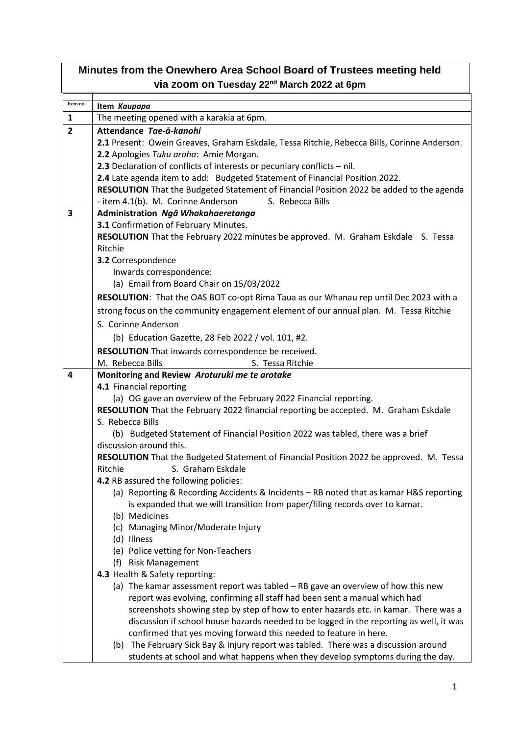# Minutes from the Onewhero Area School Board of Trustees meeting held via zoom on Tuesday 22nd March 2022 at 6pm

| Item no. | Item *Kaupapa* |
|---|---|
| 1 | The meeting opened with a karakia at 6pm. |
| 2 | **Attendance** ***Tae-ā-kanohi***<br>**2.1** Present: Owein Greaves, Graham Eskdale, Tessa Ritchie, Rebecca Bills, Corinne Anderson.<br>**2.2** Apologies *Tuku aroha*: Amie Morgan.<br>**2.3** Declaration of conflicts of interests or pecuniary conflicts – nil.<br>**2.4** Late agenda item to add: Budgeted Statement of Financial Position 2022.<br>**RESOLUTION** That the Budgeted Statement of Financial Position 2022 be added to the agenda - item 4.1(b). M. Corinne Anderson S. Rebecca Bills |
| 3 | **Administration** ***Ngā Whakahaeretanga***<br>**3.1** Confirmation of February Minutes.<br>**RESOLUTION** That the February 2022 minutes be approved. M. Graham Eskdale S. Tessa Ritchie<br>**3.2** Correspondence<br>Inwards correspondence:<br>(a) Email from Board Chair on 15/03/2022<br>**RESOLUTION**: That the OAS BOT co-opt Rima Taua as our Whanau rep until Dec 2023 with a strong focus on the community engagement element of our annual plan. M. Tessa Ritchie S. Corinne Anderson<br>(b) Education Gazette, 28 Feb 2022 / vol. 101, #2.<br>**RESOLUTION** That inwards correspondence be received.<br>M. Rebecca Bills S. Tessa Ritchie |
| 4 | **Monitoring and Review** ***Aroturuki me te arotake***<br>**4.1** Financial reporting<br>(a) OG gave an overview of the February 2022 Financial reporting.<br>**RESOLUTION** That the February 2022 financial reporting be accepted. M. Graham Eskdale S. Rebecca Bills<br>(b) Budgeted Statement of Financial Position 2022 was tabled, there was a brief discussion around this.<br>**RESOLUTION** That the Budgeted Statement of Financial Position 2022 be approved. M. Tessa Ritchie S. Graham Eskdale<br>**4.2** RB assured the following policies:<br>(a) Reporting & Recording Accidents & Incidents – RB noted that as kamar H&S reporting is expanded that we will transition from paper/filing records over to kamar.<br>(b) Medicines<br>(c) Managing Minor/Moderate Injury<br>(d) Illness<br>(e) Police vetting for Non-Teachers<br>(f) Risk Management<br>**4.3** Health & Safety reporting:<br>(a) The kamar assessment report was tabled – RB gave an overview of how this new report was evolving, confirming all staff had been sent a manual which had screenshots showing step by step of how to enter hazards etc. in kamar. There was a discussion if school house hazards needed to be logged in the reporting as well, it was confirmed that yes moving forward this needed to feature in here.<br>(b) The February Sick Bay & Injury report was tabled. There was a discussion around students at school and what happens when they develop symptoms during the day. |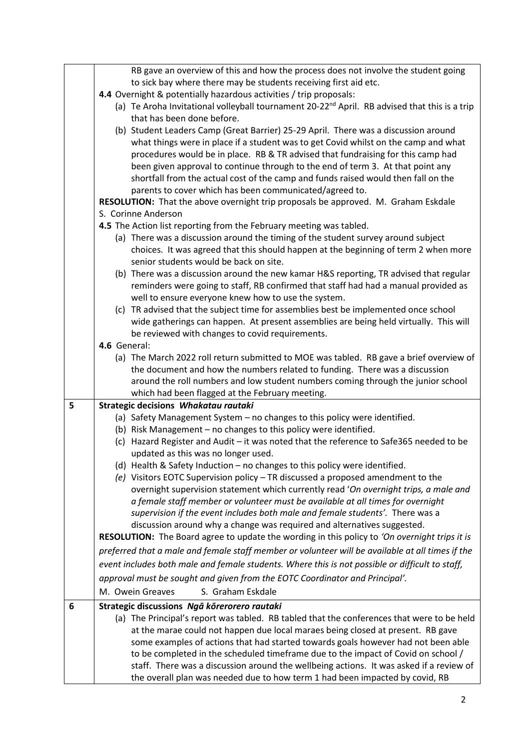| | |
|---|---|
| | RB gave an overview of this and how the process does not involve the student going to sick bay where there may be students receiving first aid etc.<br>**4.4** Overnight & potentially hazardous activities / trip proposals:<br>(a) Te Aroha Invitational volleyball tournament 20-22nd April. RB advised that this is a trip that has been done before.<br>(b) Student Leaders Camp (Great Barrier) 25-29 April. There was a discussion around what things were in place if a student was to get Covid whilst on the camp and what procedures would be in place. RB & TR advised that fundraising for this camp had been given approval to continue through to the end of term 3. At that point any shortfall from the actual cost of the camp and funds raised would then fall on the parents to cover which has been communicated/agreed to.<br>**RESOLUTION:** That the above overnight trip proposals be approved. M. Graham Eskdale S. Corinne Anderson<br>**4.5** The Action list reporting from the February meeting was tabled.<br>(a) There was a discussion around the timing of the student survey around subject choices. It was agreed that this should happen at the beginning of term 2 when more senior students would be back on site.<br>(b) There was a discussion around the new kamar H&S reporting, TR advised that regular reminders were going to staff, RB confirmed that staff had had a manual provided as well to ensure everyone knew how to use the system.<br>(c) TR advised that the subject time for assemblies best be implemented once school wide gatherings can happen. At present assemblies are being held virtually. This will be reviewed with changes to covid requirements.<br>**4.6** General:<br>(a) The March 2022 roll return submitted to MOE was tabled. RB gave a brief overview of the document and how the numbers related to funding. There was a discussion around the roll numbers and low student numbers coming through the junior school which had been flagged at the February meeting. |
| **5** | **Strategic decisions *Whakatau rautaki***<br>(a) Safety Management System – no changes to this policy were identified.<br>(b) Risk Management – no changes to this policy were identified.<br>(c) Hazard Register and Audit – it was noted that the reference to Safe365 needed to be updated as this was no longer used.<br>(d) Health & Safety Induction – no changes to this policy were identified.<br>*(e)* Visitors EOTC Supervision policy – TR discussed a proposed amendment to the overnight supervision statement which currently read '*On overnight trips, a male and a female staff member or volunteer must be available at all times for overnight supervision if the event includes both male and female students'.* There was a discussion around why a change was required and alternatives suggested.<br>**RESOLUTION:** The Board agree to update the wording in this policy to *'On overnight trips it is preferred that a male and female staff member or volunteer will be available at all times if the event includes both male and female students. Where this is not possible or difficult to staff, approval must be sought and given from the EOTC Coordinator and Principal'.*<br>M. Owein Greaves S. Graham Eskdale |
| **6** | **Strategic discussions *Ngā kōrerorero rautaki***<br>(a) The Principal's report was tabled. RB tabled that the conferences that were to be held at the marae could not happen due local maraes being closed at present. RB gave some examples of actions that had started towards goals however had not been able to be completed in the scheduled timeframe due to the impact of Covid on school / staff. There was a discussion around the wellbeing actions. It was asked if a review of the overall plan was needed due to how term 1 had been impacted by covid, RB |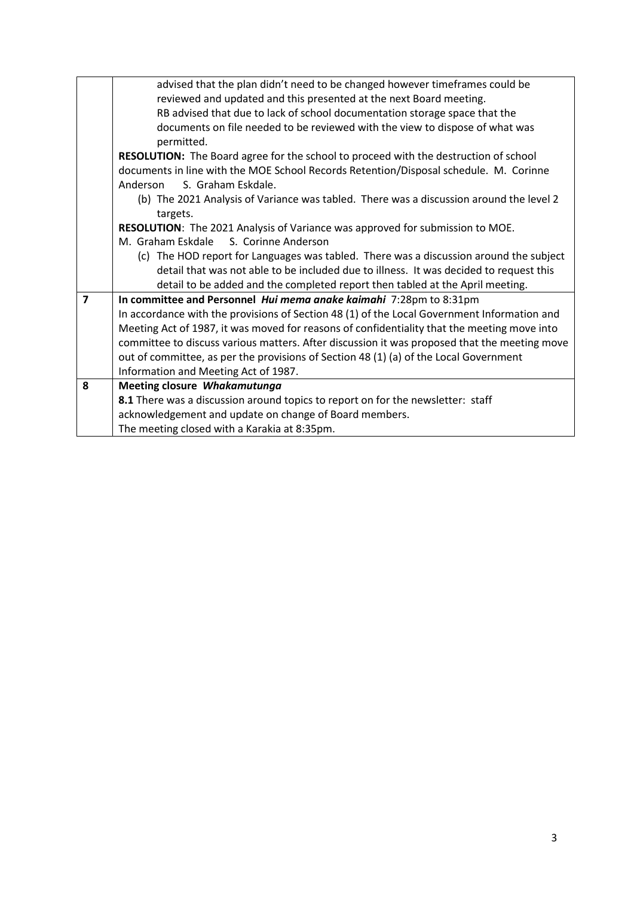| | |
|---|---|
| | advised that the plan didn't need to be changed however timeframes could be reviewed and updated and this presented at the next Board meeting.<br>RB advised that due to lack of school documentation storage space that the documents on file needed to be reviewed with the view to dispose of what was permitted.<br>**RESOLUTION:** The Board agree for the school to proceed with the destruction of school documents in line with the MOE School Records Retention/Disposal schedule. M. Corinne Anderson S. Graham Eskdale.<br>(b) The 2021 Analysis of Variance was tabled. There was a discussion around the level 2 targets.<br>**RESOLUTION**: The 2021 Analysis of Variance was approved for submission to MOE.<br>M. Graham Eskdale S. Corinne Anderson<br>(c) The HOD report for Languages was tabled. There was a discussion around the subject detail that was not able to be included due to illness. It was decided to request this detail to be added and the completed report then tabled at the April meeting. |
| **7** | **In committee and Personnel** ***Hui mema anake kaimahi*** 7:28pm to 8:31pm<br>In accordance with the provisions of Section 48 (1) of the Local Government Information and Meeting Act of 1987, it was moved for reasons of confidentiality that the meeting move into committee to discuss various matters. After discussion it was proposed that the meeting move out of committee, as per the provisions of Section 48 (1) (a) of the Local Government Information and Meeting Act of 1987. |
| **8** | **Meeting closure** ***Whakamutunga***<br>**8.1** There was a discussion around topics to report on for the newsletter: staff acknowledgement and update on change of Board members.<br>The meeting closed with a Karakia at 8:35pm. |